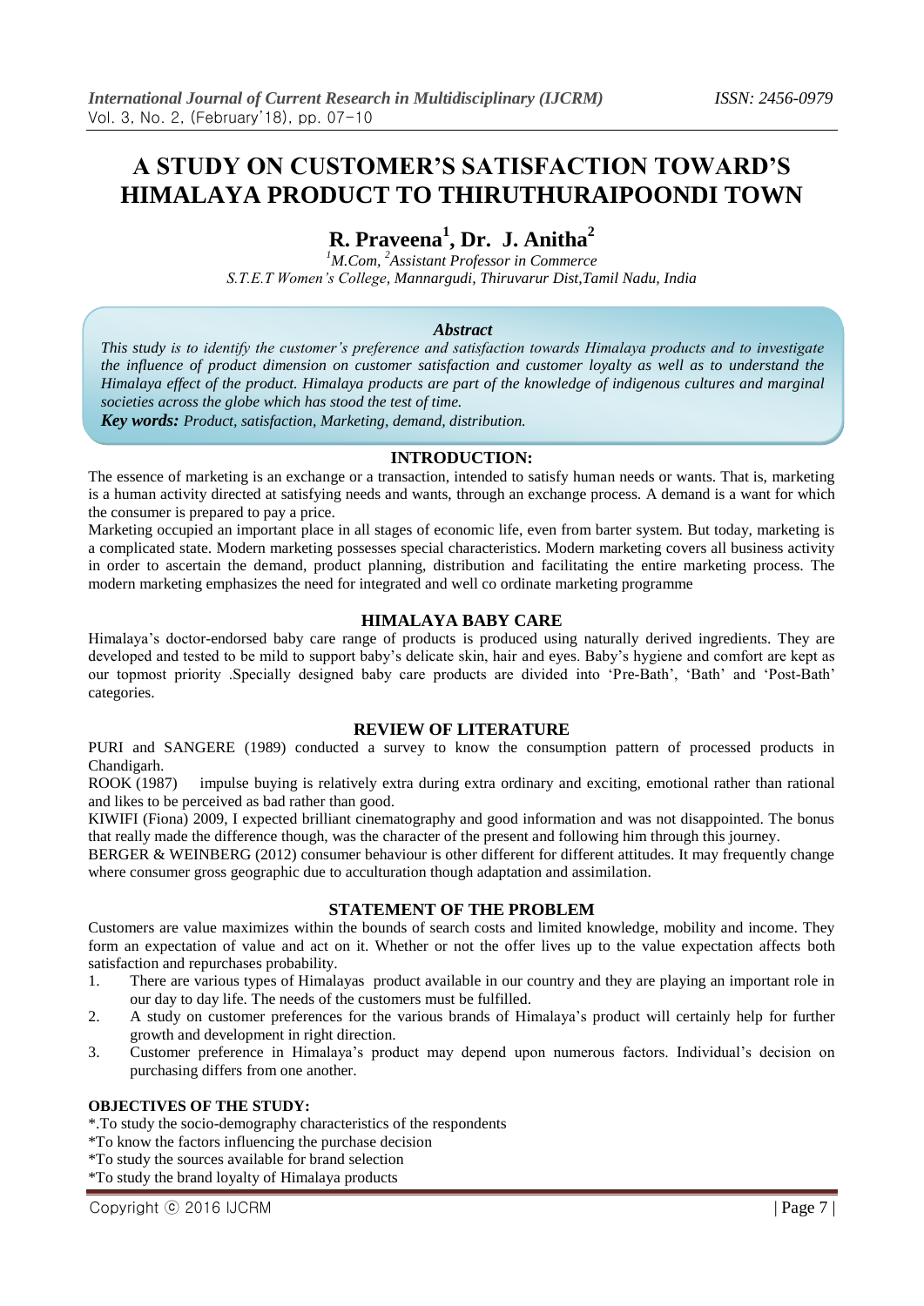# A STUDY ON CUSTOMER'S SATISFACTION TOWARD'S HIMALAYA PRODUCT TO THIRUTHURAIPOONDI TOWN

## R. Praveena[1], Dr. J. Anitha[2]

*[1]M.Com, [2]Assistant Professor in Commerce*
*S.T.E.T Women's College, Mannargudi, Thiruvarur Dist,Tamil Nadu, India*

### *Abstract*

*This study is to identify the customer's preference and satisfaction towards Himalaya products and to investigate the influence of product dimension on customer satisfaction and customer loyalty as well as to understand the Himalaya effect of the product. Himalaya products are part of the knowledge of indigenous cultures and marginal societies across the globe which has stood the test of time.*

***Key words:*** *Product, satisfaction, Marketing, demand, distribution.*

## INTRODUCTION:

The essence of marketing is an exchange or a transaction, intended to satisfy human needs or wants. That is, marketing is a human activity directed at satisfying needs and wants, through an exchange process. A demand is a want for which the consumer is prepared to pay a price.

Marketing occupied an important place in all stages of economic life, even from barter system. But today, marketing is a complicated state. Modern marketing possesses special characteristics. Modern marketing covers all business activity in order to ascertain the demand, product planning, distribution and facilitating the entire marketing process. The modern marketing emphasizes the need for integrated and well co ordinate marketing programme

## HIMALAYA BABY CARE

Himalaya's doctor-endorsed baby care range of products is produced using naturally derived ingredients. They are developed and tested to be mild to support baby's delicate skin, hair and eyes. Baby's hygiene and comfort are kept as our topmost priority .Specially designed baby care products are divided into 'Pre-Bath', 'Bath' and 'Post-Bath' categories.

## REVIEW OF LITERATURE

PURI and SANGERE (1989) conducted a survey to know the consumption pattern of processed products in Chandigarh.

ROOK (1987) impulse buying is relatively extra during extra ordinary and exciting, emotional rather than rational and likes to be perceived as bad rather than good.

KIWIFI (Fiona) 2009, I expected brilliant cinematography and good information and was not disappointed. The bonus that really made the difference though, was the character of the present and following him through this journey.

BERGER & WEINBERG (2012) consumer behaviour is other different for different attitudes. It may frequently change where consumer gross geographic due to acculturation though adaptation and assimilation.

## STATEMENT OF THE PROBLEM

Customers are value maximizes within the bounds of search costs and limited knowledge, mobility and income. They form an expectation of value and act on it. Whether or not the offer lives up to the value expectation affects both satisfaction and repurchases probability.

1. There are various types of Himalayas product available in our country and they are playing an important role in our day to day life. The needs of the customers must be fulfilled.
2. A study on customer preferences for the various brands of Himalaya's product will certainly help for further growth and development in right direction.
3. Customer preference in Himalaya's product may depend upon numerous factors. Individual's decision on purchasing differs from one another.

### OBJECTIVES OF THE STUDY:

*.To study the socio-demography characteristics of the respondents
*To know the factors influencing the purchase decision
*To study the sources available for brand selection
*To study the brand loyalty of Himalaya products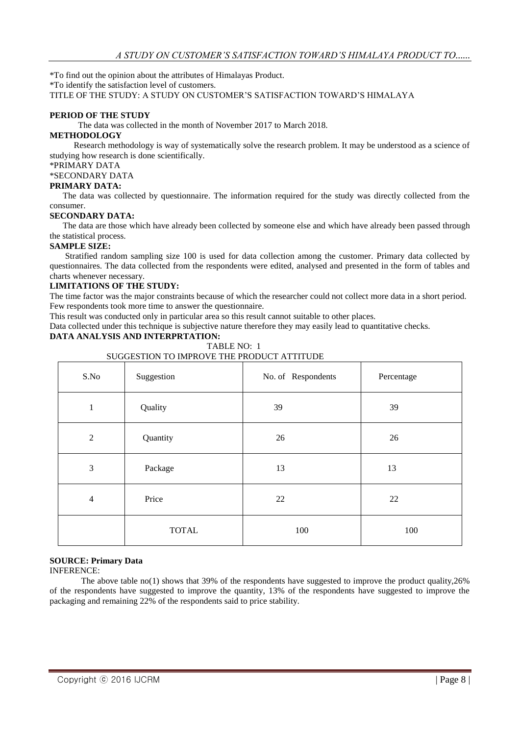*To find out the opinion about the attributes of Himalayas Product.

*To identify the satisfaction level of customers.

TITLE OF THE STUDY: A STUDY ON CUSTOMER'S SATISFACTION TOWARD'S HIMALAYA

**PERIOD OF THE STUDY**

The data was collected in the month of November 2017 to March 2018.

**METHODOLOGY**

Research methodology is way of systematically solve the research problem. It may be understood as a science of studying how research is done scientifically.

*PRIMARY DATA

*SECONDARY DATA

**PRIMARY DATA:**

The data was collected by questionnaire. The information required for the study was directly collected from the consumer.

**SECONDARY DATA:**

The data are those which have already been collected by someone else and which have already been passed through the statistical process.

**SAMPLE SIZE:**

Stratified random sampling size 100 is used for data collection among the customer. Primary data collected by questionnaires. The data collected from the respondents were edited, analysed and presented in the form of tables and charts whenever necessary.

**LIMITATIONS OF THE STUDY:**

The time factor was the major constraints because of which the researcher could not collect more data in a short period.

Few respondents took more time to answer the questionnaire.

This result was conducted only in particular area so this result cannot suitable to other places.

Data collected under this technique is subjective nature therefore they may easily lead to quantitative checks.

**DATA ANALYSIS AND INTERPRTATION:**

TABLE NO: 1

SUGGESTION TO IMPROVE THE PRODUCT ATTITUDE

| S.No | Suggestion | No. of Respondents | Percentage |
|---|---|---|---|
| 1 | Quality | 39 | 39 |
| 2 | Quantity | 26 | 26 |
| 3 | Package | 13 | 13 |
| 4 | Price | 22 | 22 |
| | TOTAL | 100 | 100 |

**SOURCE: Primary Data**

INFERENCE:

The above table no(1) shows that 39% of the respondents have suggested to improve the product quality,26% of the respondents have suggested to improve the quantity, 13% of the respondents have suggested to improve the packaging and remaining 22% of the respondents said to price stability.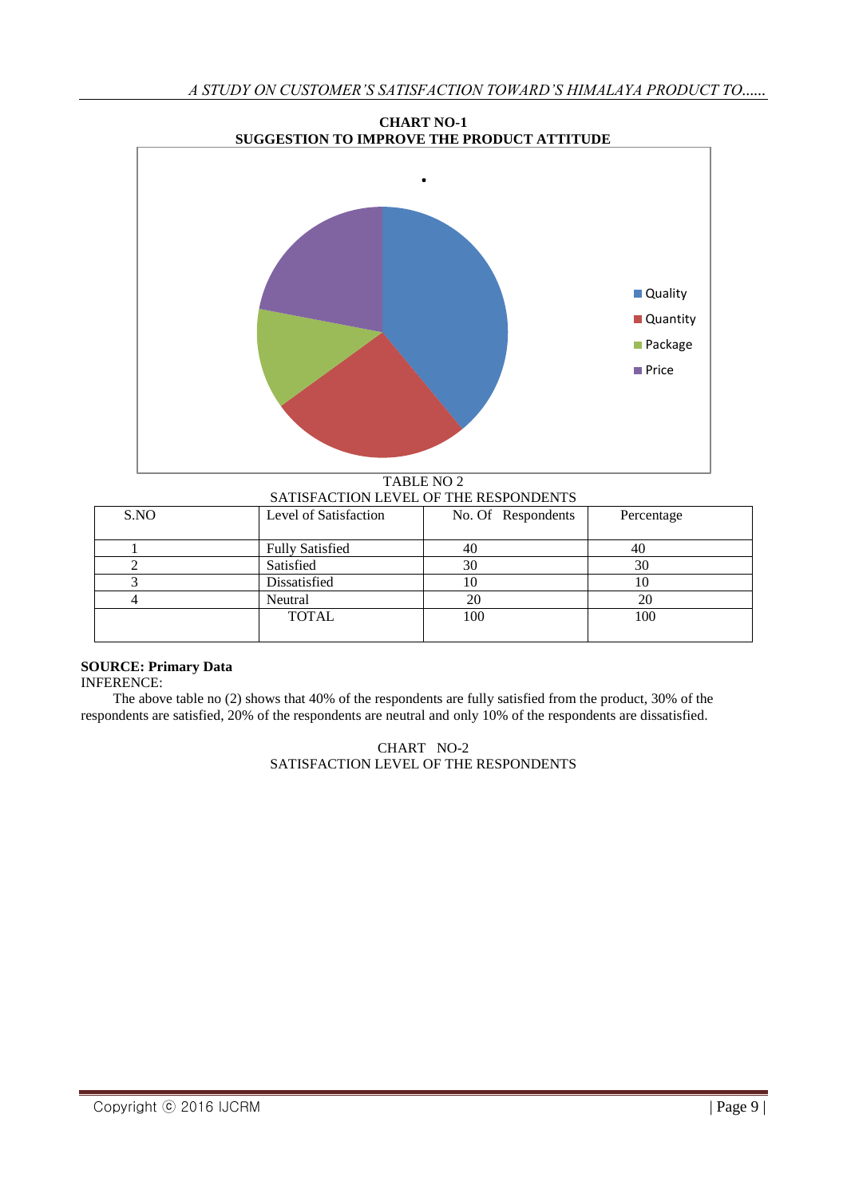**CHART NO-1**
**SUGGESTION TO IMPROVE THE PRODUCT ATTITUDE**

- Quality
- Quantity
- Package
- Price

TABLE NO 2
SATISFACTION LEVEL OF THE RESPONDENTS

| S.NO | Level of Satisfaction | No. Of Respondents | Percentage |
|---|---|---|---|
| 1 | Fully Satisfied | 40 | 40 |
| 2 | Satisfied | 30 | 30 |
| 3 | Dissatisfied | 10 | 10 |
| 4 | Neutral | 20 | 20 |
| | TOTAL | 100 | 100 |

**SOURCE: Primary Data**

INFERENCE:

The above table no (2) shows that 40% of the respondents are fully satisfied from the product, 30% of the respondents are satisfied, 20% of the respondents are neutral and only 10% of the respondents are dissatisfied.

CHART NO-2
SATISFACTION LEVEL OF THE RESPONDENTS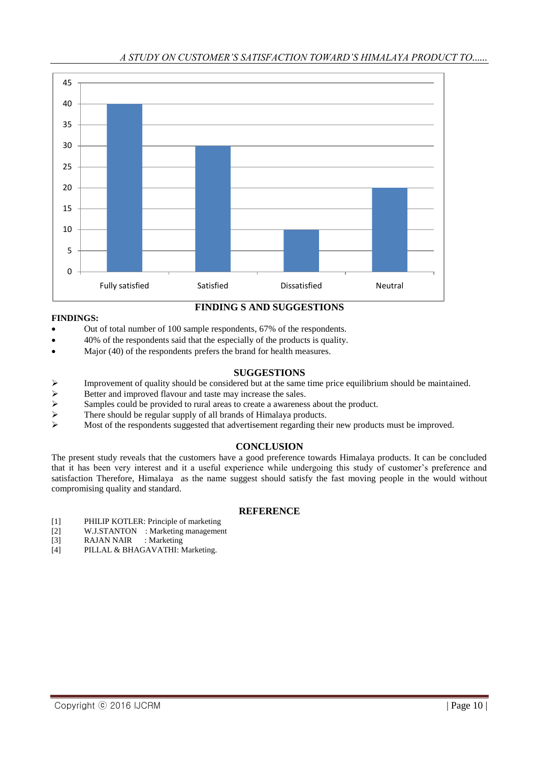45
40
35
30
25
20
15
10
5
0

Fully satisfied
Satisfied
Dissatisfied
Neutral

## FINDING S AND SUGGESTIONS

**FINDINGS:**

- Out of total number of 100 sample respondents, 67% of the respondents.
- 40% of the respondents said that the especially of the products is quality.
- Major (40) of the respondents prefers the brand for health measures.

## SUGGESTIONS

- Improvement of quality should be considered but at the same time price equilibrium should be maintained.
- Better and improved flavour and taste may increase the sales.
- Samples could be provided to rural areas to create a awareness about the product.
- There should be regular supply of all brands of Himalaya products.
- Most of the respondents suggested that advertisement regarding their new products must be improved.

## CONCLUSION

The present study reveals that the customers have a good preference towards Himalaya products. It can be concluded that it has been very interest and it a useful experience while undergoing this study of customer's preference and satisfaction Therefore, Himalaya as the name suggest should satisfy the fast moving people in the would without compromising quality and standard.

## REFERENCE

[1] PHILIP KOTLER: Principle of marketing
[2] W.J.STANTON : Marketing management
[3] RAJAN NAIR : Marketing
[4] PILLAL & BHAGAVATHI: Marketing.